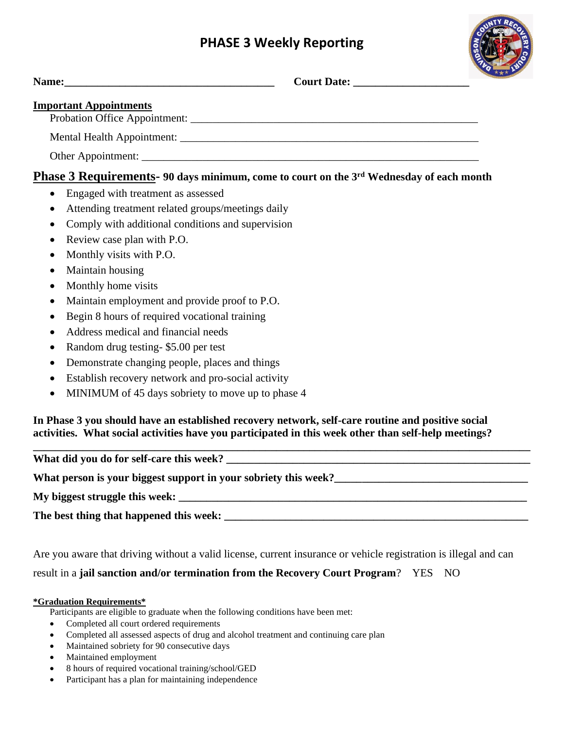# PHASE 3 Weekly Reporting

**Name:**_______________________________________ **Court Date:** _____________________

**Important Appointments**

Probation Office Appointment: ______________________________________________________

Mental Health Appointment: ________________________________________________________

Other Appointment: _______________________________________________________________

## Phase 3 Requirements- 90 days minimum, come to court on the 3rd Wednesday of each month

- Engaged with treatment as assessed
- Attending treatment related groups/meetings daily
- Comply with additional conditions and supervision
- Review case plan with P.O.
- Monthly visits with P.O.
- Maintain housing
- Monthly home visits
- Maintain employment and provide proof to P.O.
- Begin 8 hours of required vocational training
- Address medical and financial needs
- Random drug testing- $5.00 per test
- Demonstrate changing people, places and things
- Establish recovery network and pro-social activity
- MINIMUM of 45 days sobriety to move up to phase 4

**In Phase 3 you should have an established recovery network, self-care routine and positive social activities. What social activities have you participated in this week other than self-help meetings?**

**__________________________________________________________________________________**

**What did you do for self-care this week?** _______________________________________________

**What person is your biggest support in your sobriety this week?**_____________________________

**My biggest struggle this week:** _______________________________________________________

**The best thing that happened this week:** ________________________________________________

Are you aware that driving without a valid license, current insurance or vehicle registration is illegal and can result in a **jail sanction and/or termination from the Recovery Court Program**? YES NO

***Graduation Requirements***

Participants are eligible to graduate when the following conditions have been met:

- Completed all court ordered requirements
- Completed all assessed aspects of drug and alcohol treatment and continuing care plan
- Maintained sobriety for 90 consecutive days
- Maintained employment
- 8 hours of required vocational training/school/GED
- Participant has a plan for maintaining independence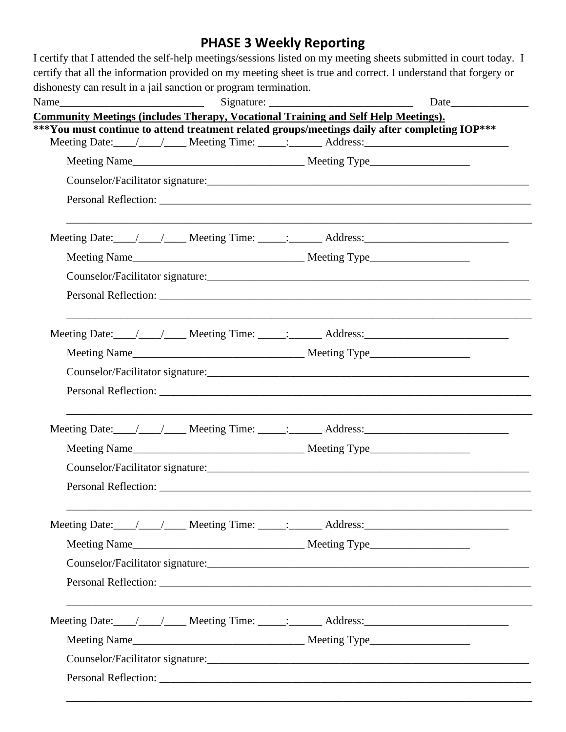# PHASE 3 Weekly Reporting

I certify that I attended the self-help meetings/sessions listed on my meeting sheets submitted in court today. I certify that all the information provided on my meeting sheet is true and correct. I understand that forgery or dishonesty can result in a jail sanction or program termination.

Name__________________________ Signature: __________________________ Date______________

**Community Meetings (includes Therapy, Vocational Training and Self Help Meetings).**

**\*\*\*You must continue to attend treatment related groups/meetings daily after completing IOP\*\*\***

Meeting Date:____/____/____ Meeting Time: _____:______ Address:__________________________

Meeting Name_______________________________ Meeting Type__________________

Counselor/Facilitator signature:_____________________________________________________________

Personal Reflection: ____________________________________________________________________

_____________________________________________________________________________________

Meeting Date:____/____/____ Meeting Time: _____:______ Address:__________________________

Meeting Name_______________________________ Meeting Type__________________

Counselor/Facilitator signature:_____________________________________________________________

Personal Reflection: ____________________________________________________________________

_____________________________________________________________________________________

Meeting Date:____/____/____ Meeting Time: _____:______ Address:__________________________

Meeting Name_______________________________ Meeting Type__________________

Counselor/Facilitator signature:_____________________________________________________________

Personal Reflection: ____________________________________________________________________

_____________________________________________________________________________________

Meeting Date:____/____/____ Meeting Time: _____:______ Address:__________________________

Meeting Name_______________________________ Meeting Type__________________

Counselor/Facilitator signature:_____________________________________________________________

Personal Reflection: ____________________________________________________________________

_____________________________________________________________________________________

Meeting Date:____/____/____ Meeting Time: _____:______ Address:__________________________

Meeting Name_______________________________ Meeting Type__________________

Counselor/Facilitator signature:_____________________________________________________________

Personal Reflection: ____________________________________________________________________

_____________________________________________________________________________________

Meeting Date:____/____/____ Meeting Time: _____:______ Address:__________________________

Meeting Name_______________________________ Meeting Type__________________

Counselor/Facilitator signature:_____________________________________________________________

Personal Reflection: ____________________________________________________________________

_____________________________________________________________________________________